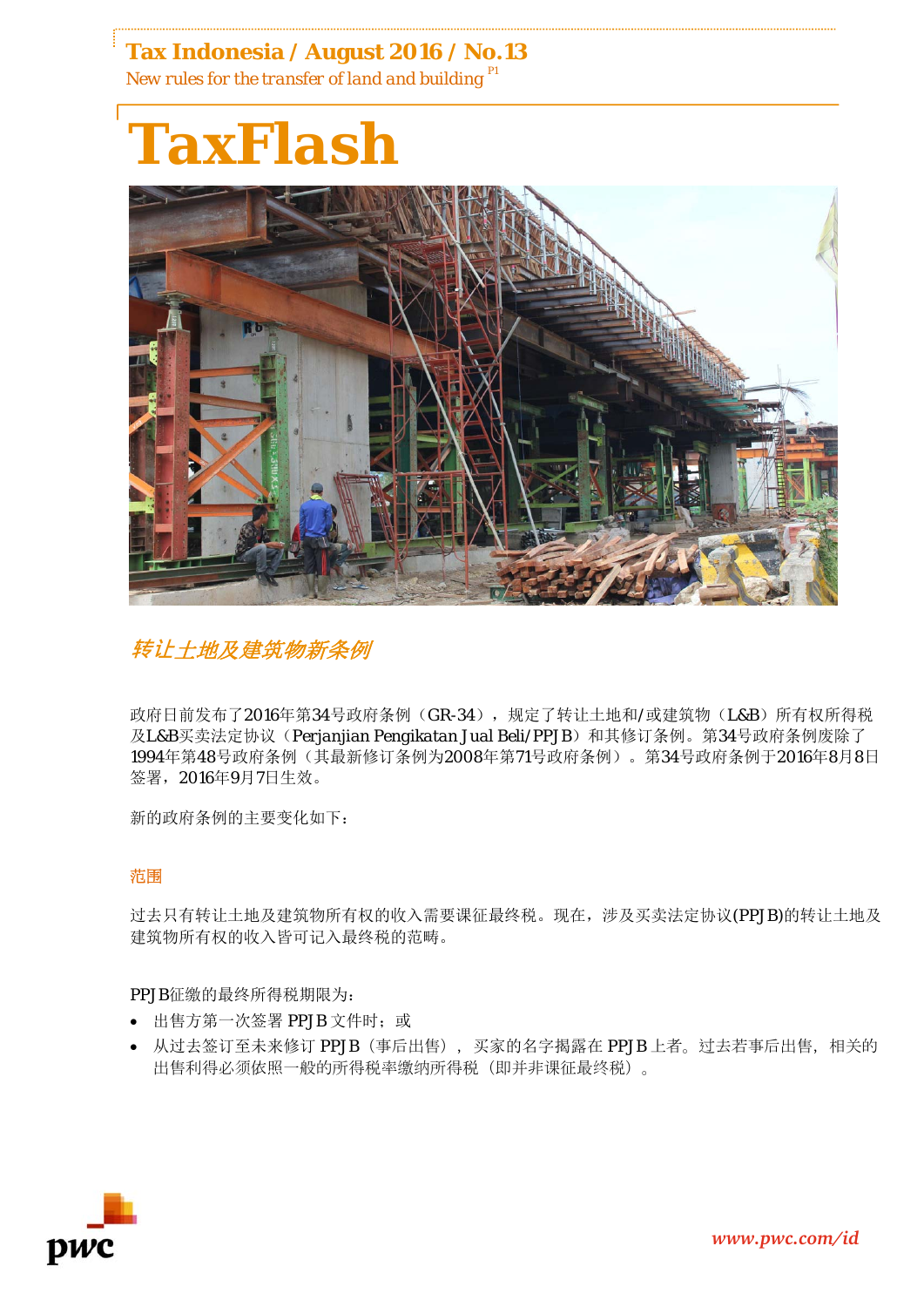Tax Indonesia / August 2016 / No.13

New rules for the transfer of land and building

# TaxFlash

## *转让土地及建筑物新条例*

政府日前发布了2016年第34号政府条例（GR-34），规定了转让土地和/或建筑物（L&B）所有权所得税及L&B买卖法定协议（Perjanjian Pengikatan Jual Beli/PPJB）和其修订条例。第34号政府条例废除了1994年第48号政府条例（其最新修订条例为2008年第71号政府条例）。第34号政府条例于2016年8月8日签署，2016年9月7日生效。

新的政府条例的主要变化如下：

### 范围

过去只有转让土地及建筑物所有权的收入需要课征最终税。现在，涉及买卖法定协议(PPJB)的转让土地及建筑物所有权的收入皆可记入最终税的范畴。

PPJB征缴的最终所得税期限为：

- 出售方第一次签署 PPJB 文件时；或
- 从过去签订至未来修订 PPJB（事后出售），买家的名字揭露在 PPJB 上者。过去若事后出售，相关的出售利得必须依照一般的所得税率缴纳所得税（即并非课征最终税）。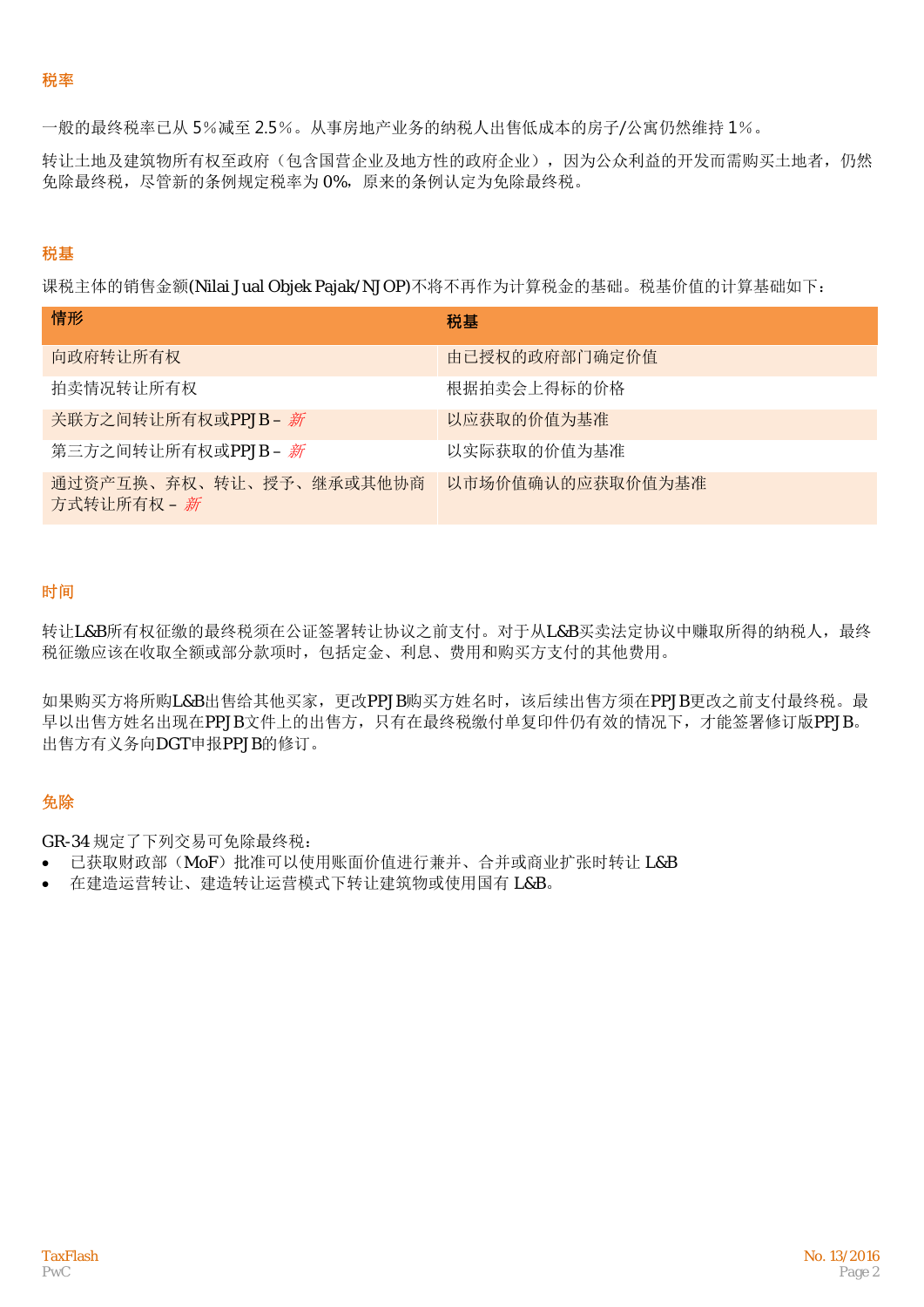## 税率

一般的最终税率已从 5%减至 2.5%。从事房地产业务的纳税人出售低成本的房子/公寓仍然维持 1%。

转让土地及建筑物所有权至政府（包含国营企业及地方性的政府企业），因为公众利益的开发而需购买土地者，仍然免除最终税，尽管新的条例规定税率为 0%，原来的条例认定为免除最终税。

## 税基

课税主体的销售金额(Nilai Jual Objek Pajak/NJOP)不将不再作为计算税金的基础。税基价值的计算基础如下：

| 情形 | 税基 |
|---|---|
| 向政府转让所有权 | 由已授权的政府部门确定价值 |
| 拍卖情况转让所有权 | 根据拍卖会上得标的价格 |
| 关联方之间转让所有权或PPJB – *新* | 以应获取的价值为基准 |
| 第三方之间转让所有权或PPJB – *新* | 以实际获取的价值为基准 |
| 通过资产互换、弃权、转让、授予、继承或其他协商方式转让所有权 – *新* | 以市场价值确认的应获取价值为基准 |

## 时间

转让L&B所有权征缴的最终税须在公证签署转让协议之前支付。对于从L&B买卖法定协议中赚取所得的纳税人，最终税征缴应该在收取全额或部分款项时，包括定金、利息、费用和购买方支付的其他费用。

如果购买方将所购L&B出售给其他买家，更改PPJB购买方姓名时，该后续出售方须在PPJB更改之前支付最终税。最早以出售方姓名出现在PPJB文件上的出售方，只有在最终税缴付单复印件仍有效的情况下，才能签署修订版PPJB。出售方有义务向DGT申报PPJB的修订。

## 免除

GR-34 规定了下列交易可免除最终税：

- 已获取财政部（MoF）批准可以使用账面价值进行兼并、合并或商业扩张时转让 L&B
- 在建造运营转让、建造转让运营模式下转让建筑物或使用国有 L&B。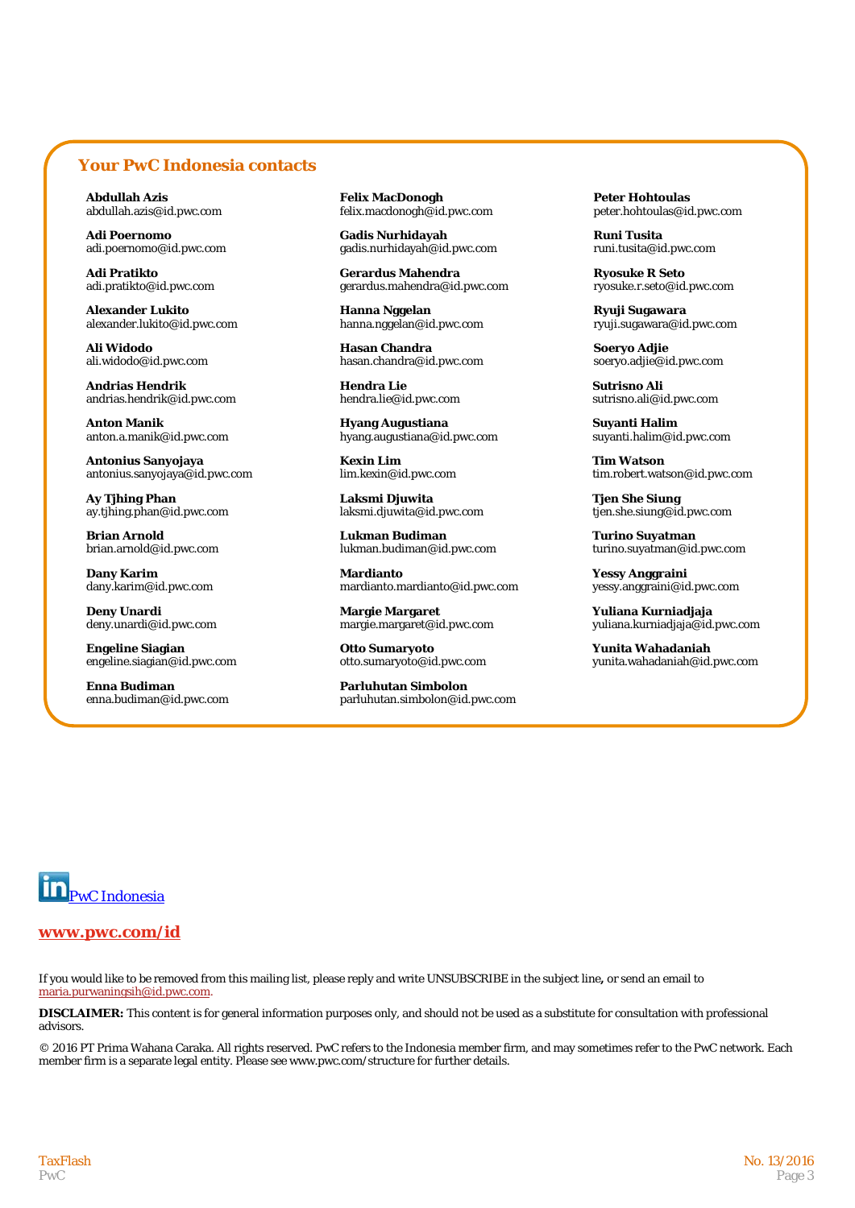## Your PwC Indonesia contacts

**Abdullah Azis**
abdullah.azis@id.pwc.com

**Adi Poernomo**
adi.poernomo@id.pwc.com

**Adi Pratikto**
adi.pratikto@id.pwc.com

**Alexander Lukito**
alexander.lukito@id.pwc.com

**Ali Widodo**
ali.widodo@id.pwc.com

**Andrias Hendrik**
andrias.hendrik@id.pwc.com

**Anton Manik**
anton.a.manik@id.pwc.com

**Antonius Sanyojaya**
antonius.sanyojaya@id.pwc.com

**Ay Tjhing Phan**
ay.tjhing.phan@id.pwc.com

**Brian Arnold**
brian.arnold@id.pwc.com

**Dany Karim**
dany.karim@id.pwc.com

**Deny Unardi**
deny.unardi@id.pwc.com

**Engeline Siagian**
engeline.siagian@id.pwc.com

**Enna Budiman**
enna.budiman@id.pwc.com

**Felix MacDonogh**
felix.macdonogh@id.pwc.com

**Gadis Nurhidayah**
gadis.nurhidayah@id.pwc.com

**Gerardus Mahendra**
gerardus.mahendra@id.pwc.com

**Hanna Nggelan**
hanna.nggelan@id.pwc.com

**Hasan Chandra**
hasan.chandra@id.pwc.com

**Hendra Lie**
hendra.lie@id.pwc.com

**Hyang Augustiana**
hyang.augustiana@id.pwc.com

**Kexin Lim**
lim.kexin@id.pwc.com

**Laksmi Djuwita**
laksmi.djuwita@id.pwc.com

**Lukman Budiman**
lukman.budiman@id.pwc.com

**Mardianto**
mardianto.mardianto@id.pwc.com

**Margie Margaret**
margie.margaret@id.pwc.com

**Otto Sumaryoto**
otto.sumaryoto@id.pwc.com

**Parluhutan Simbolon**
parluhutan.simbolon@id.pwc.com

**Peter Hohtoulas**
peter.hohtoulas@id.pwc.com

**Runi Tusita**
runi.tusita@id.pwc.com

**Ryosuke R Seto**
ryosuke.r.seto@id.pwc.com

**Ryuji Sugawara**
ryuji.sugawara@id.pwc.com

**Soeryo Adjie**
soeryo.adjie@id.pwc.com

**Sutrisno Ali**
sutrisno.ali@id.pwc.com

**Suyanti Halim**
suyanti.halim@id.pwc.com

**Tim Watson**
tim.robert.watson@id.pwc.com

**Tjen She Siung**
tjen.she.siung@id.pwc.com

**Turino Suyatman**
turino.suyatman@id.pwc.com

**Yessy Anggraini**
yessy.anggraini@id.pwc.com

**Yuliana Kurniadjaja**
yuliana.kurniadjaja@id.pwc.com

**Yunita Wahadaniah**
yunita.wahadaniah@id.pwc.com

PwC Indonesia

**www.pwc.com/id**

If you would like to be removed from this mailing list, please reply and write UNSUBSCRIBE in the subject line, or send an email to maria.purwaningsih@id.pwc.com.

**DISCLAIMER:** This content is for general information purposes only, and should not be used as a substitute for consultation with professional advisors.

© 2016 PT Prima Wahana Caraka. All rights reserved. PwC refers to the Indonesia member firm, and may sometimes refer to the PwC network. Each member firm is a separate legal entity. Please see www.pwc.com/structure for further details.